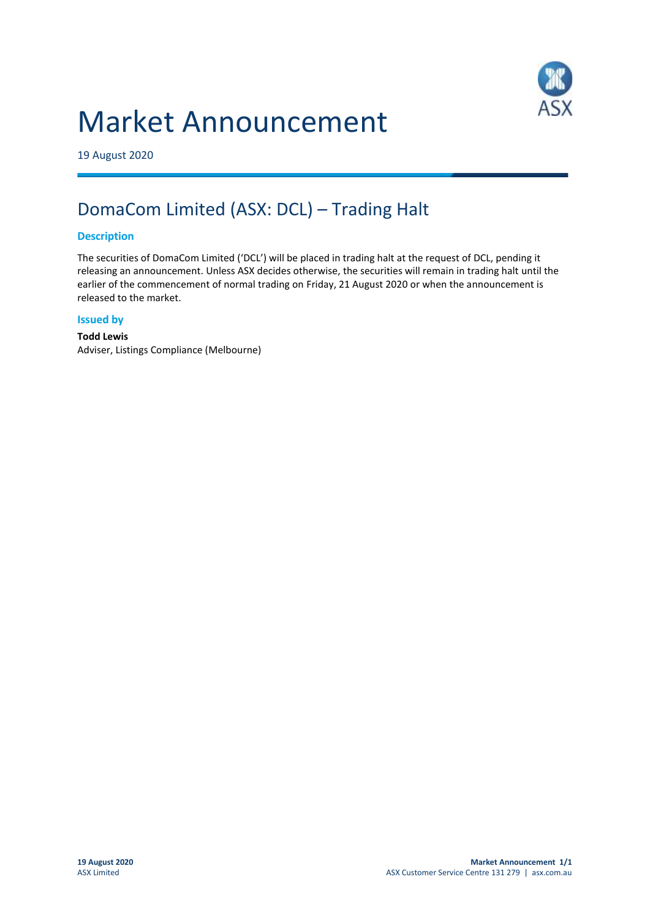# Market Announcement

19 August 2020

## DomaCom Limited (ASX: DCL) – Trading Halt

### Description

The securities of DomaCom Limited ('DCL') will be placed in trading halt at the request of DCL, pending it releasing an announcement. Unless ASX decides otherwise, the securities will remain in trading halt until the earlier of the commencement of normal trading on Friday, 21 August 2020 or when the announcement is released to the market.

### Issued by

**Todd Lewis**
Adviser, Listings Compliance (Melbourne)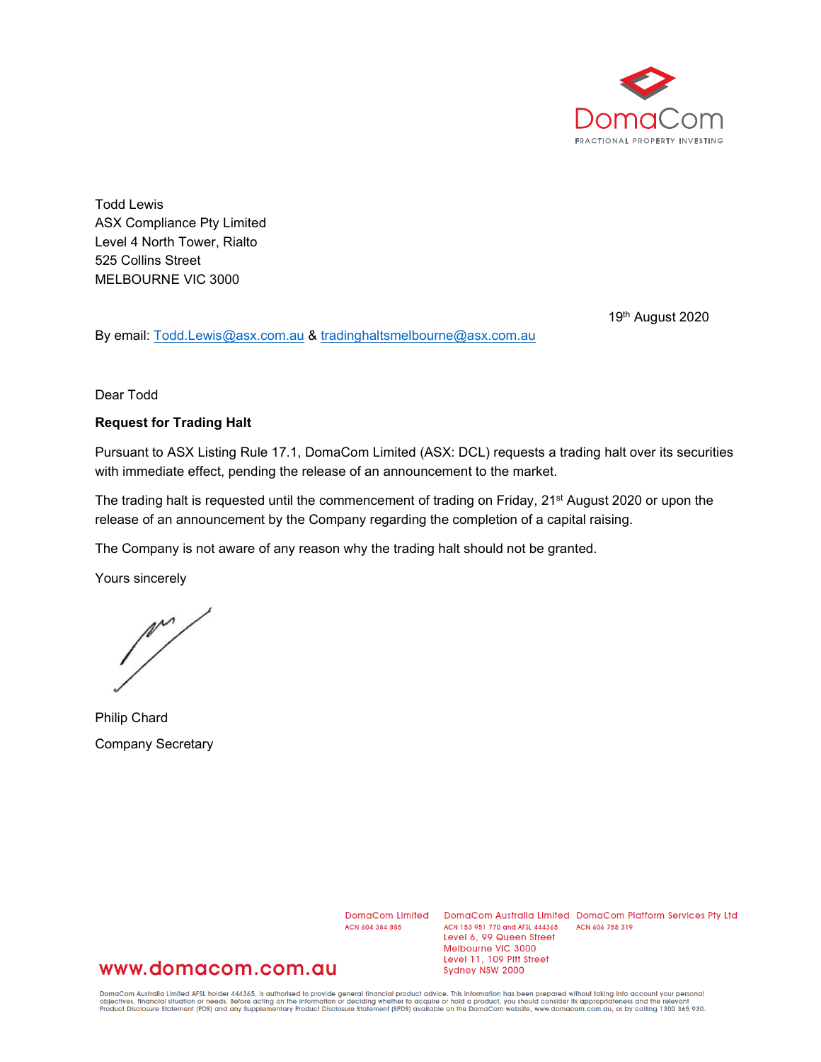DomaCom

FRACTIONAL PROPERTY INVESTING

Todd Lewis
ASX Compliance Pty Limited
Level 4 North Tower, Rialto
525 Collins Street
MELBOURNE VIC 3000

19th August 2020

By email: Todd.Lewis@asx.com.au & tradinghaltsmelbourne@asx.com.au

Dear Todd

**Request for Trading Halt**

Pursuant to ASX Listing Rule 17.1, DomaCom Limited (ASX: DCL) requests a trading halt over its securities with immediate effect, pending the release of an announcement to the market.

The trading halt is requested until the commencement of trading on Friday, 21st August 2020 or upon the release of an announcement by the Company regarding the completion of a capital raising.

The Company is not aware of any reason why the trading halt should not be granted.

Yours sincerely

Philip Chard
Company Secretary

www.domacom.com.au

DomaCom Limited
ACN 604 384 885

DomaCom Australia Limited
ACN 153 951 770 and AFSL 444365
Level 6, 99 Queen Street
Melbourne VIC 3000
Level 11, 109 Pitt Street
Sydney NSW 2000

DomaCom Platform Services Pty Ltd
ACN 606 755 319

DomaCom Australia Limited AFSL holder 444365, is authorised to provide general financial product advice. This information has been prepared without taking into account your personal objectives, financial situation or needs. Before acting on the information or deciding whether to acquire or hold a product, you should consider its appropriateness and the relevant Product Disclosure Statement (PDS) and any Supplementary Product Disclosure Statement (SPDS) available on the DomaCom website, www.domacom.com.au, or by calling 1300 365 930.